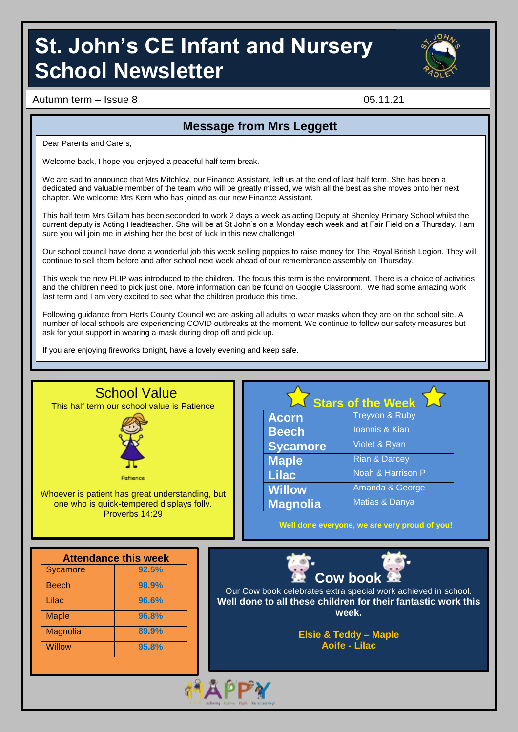# St. John's CE Infant and Nursery School Newsletter

Autumn term – Issue 8 05.11.21

## Message from Mrs Leggett

Dear Parents and Carers,

Welcome back, I hope you enjoyed a peaceful half term break.

We are sad to announce that Mrs Mitchley, our Finance Assistant, left us at the end of last half term. She has been a dedicated and valuable member of the team who will be greatly missed, we wish all the best as she moves onto her next chapter. We welcome Mrs Kern who has joined as our new Finance Assistant.

This half term Mrs Gillam has been seconded to work 2 days a week as acting Deputy at Shenley Primary School whilst the current deputy is Acting Headteacher. She will be at St John's on a Monday each week and at Fair Field on a Thursday. I am sure you will join me in wishing her the best of luck in this new challenge!

Our school council have done a wonderful job this week selling poppies to raise money for The Royal British Legion. They will continue to sell them before and after school next week ahead of our remembrance assembly on Thursday.

This week the new PLIP was introduced to the children. The focus this term is the environment. There is a choice of activities and the children need to pick just one. More information can be found on Google Classroom. We had some amazing work last term and I am very excited to see what the children produce this time.

Following guidance from Herts County Council we are asking all adults to wear masks when they are on the school site. A number of local schools are experiencing COVID outbreaks at the moment. We continue to follow our safety measures but ask for your support in wearing a mask during drop off and pick up.

If you are enjoying fireworks tonight, have a lovely evening and keep safe.

## School Value

This half term our school value is Patience

Patience

Whoever is patient has great understanding, but one who is quick-tempered displays folly.
Proverbs 14:29

## Stars of the Week

| Class | Stars |
| --- | --- |
| Acorn | Treyvon & Ruby |
| Beech | Ioannis & Kian |
| Sycamore | Violet & Ryan |
| Maple | Rian & Darcey |
| Lilac | Noah & Harrison P |
| Willow | Amanda & George |
| Magnolia | Matias & Danya |

**Well done everyone, we are very proud of you!**

## Attendance this week

| Class | Attendance |
| --- | --- |
| Sycamore | 92.5% |
| Beech | 98.9% |
| Lilac | 96.6% |
| Maple | 96.8% |
| Magnolia | 89.9% |
| Willow | 95.8% |

## Cow book

Our Cow book celebrates extra special work achieved in school.
**Well done to all these children for their fantastic work this week.**

**Elsie & Teddy – Maple**
**Aoife - Lilac**

HAPPY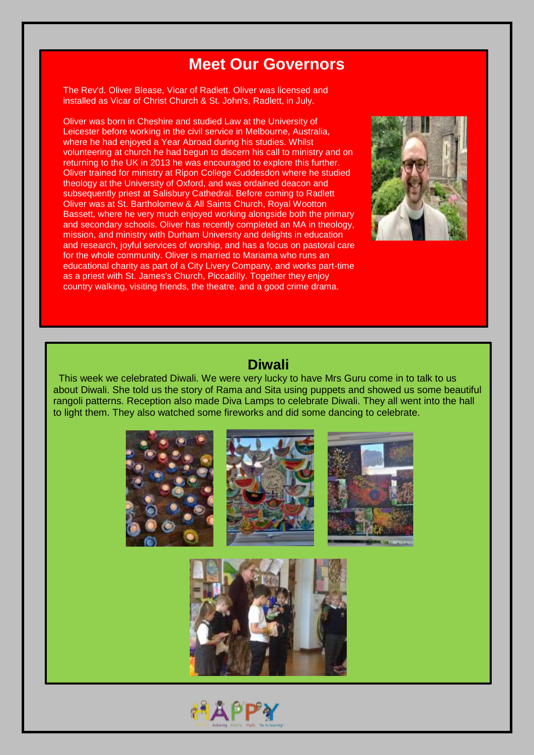## Meet Our Governors

The Rev'd. Oliver Blease, Vicar of Radlett. Oliver was licensed and installed as Vicar of Christ Church & St. John's, Radlett, in July.

Oliver was born in Cheshire and studied Law at the University of Leicester before working in the civil service in Melbourne, Australia, where he had enjoyed a Year Abroad during his studies. Whilst volunteering at church he had begun to discern his call to ministry and on returning to the UK in 2013 he was encouraged to explore this further. Oliver trained for ministry at Ripon College Cuddesdon where he studied theology at the University of Oxford, and was ordained deacon and subsequently priest at Salisbury Cathedral. Before coming to Radlett Oliver was at St. Bartholomew & All Saints Church, Royal Wootton Bassett, where he very much enjoyed working alongside both the primary and secondary schools. Oliver has recently completed an MA in theology, mission, and ministry with Durham University and delights in education and research, joyful services of worship, and has a focus on pastoral care for the whole community. Oliver is married to Mariama who runs an educational charity as part of a City Livery Company, and works part-time as a priest with St. James's Church, Piccadilly. Together they enjoy country walking, visiting friends, the theatre, and a good crime drama.

## Diwali

This week we celebrated Diwali. We were very lucky to have Mrs Guru come in to talk to us about Diwali. She told us the story of Rama and Sita using puppets and showed us some beautiful rangoli patterns. Reception also made Diva Lamps to celebrate Diwali. They all went into the hall to light them. They also watched some fireworks and did some dancing to celebrate.

HAPPY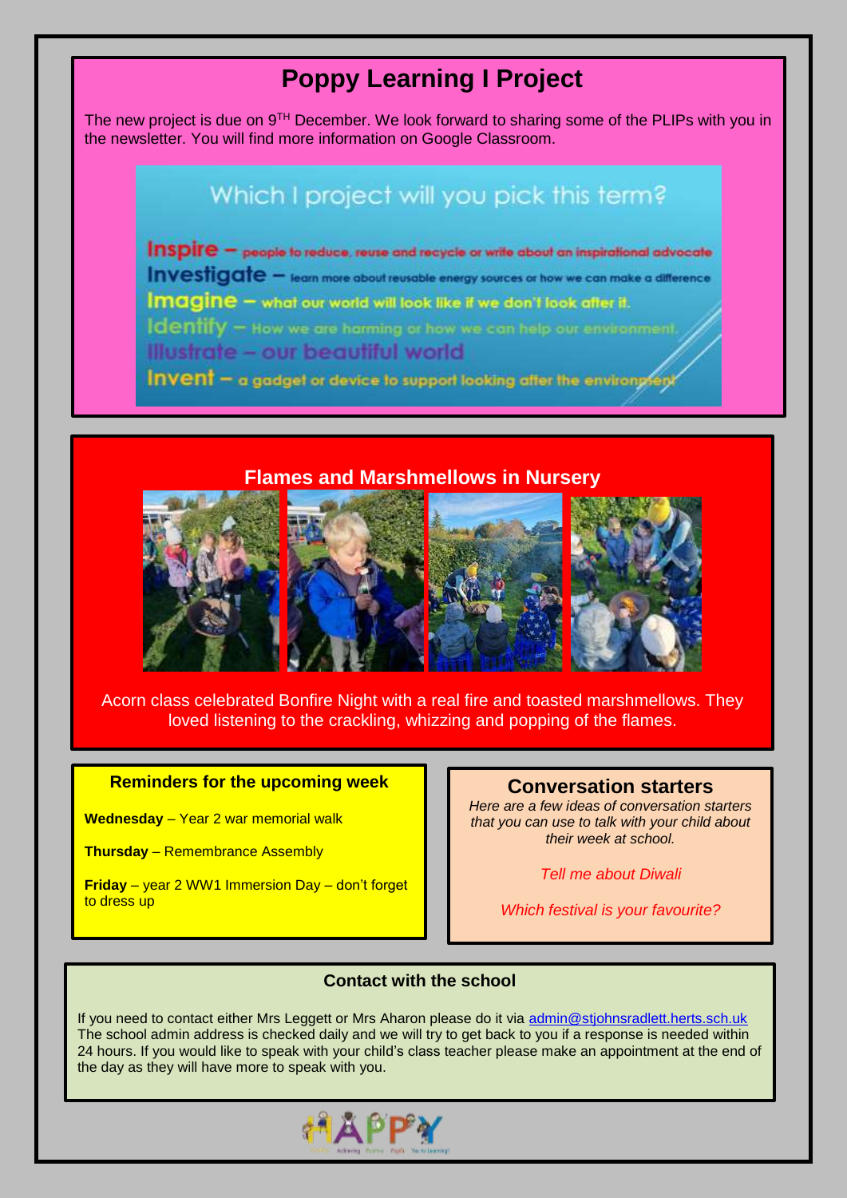# Poppy Learning I Project

The new project is due on 9TH December. We look forward to sharing some of the PLIPs with you in the newsletter. You will find more information on Google Classroom.

## Which I project will you pick this term?

**Inspire** – people to reduce, reuse and recycle or write about an inspirational advocate

**Investigate** – learn more about reusable energy sources or how we can make a difference

**Imagine** – what our world will look like if we don't look after it.

**Identify** – How we are harming or how we can help our environment.

**Illustrate** – our beautiful world

**Invent** – a gadget or device to support looking after the environment

## Flames and Marshmellows in Nursery

Acorn class celebrated Bonfire Night with a real fire and toasted marshmellows. They loved listening to the crackling, whizzing and popping of the flames.

### Reminders for the upcoming week

**Wednesday** – Year 2 war memorial walk

**Thursday** – Remembrance Assembly

**Friday** – year 2 WW1 Immersion Day – don't forget to dress up

### Conversation starters

*Here are a few ideas of conversation starters that you can use to talk with your child about their week at school.*

*Tell me about Diwali*

*Which festival is your favourite?*

### Contact with the school

If you need to contact either Mrs Leggett or Mrs Aharon please do it via admin@stjohnsradlett.herts.sch.uk The school admin address is checked daily and we will try to get back to you if a response is needed within 24 hours. If you would like to speak with your child's class teacher please make an appointment at the end of the day as they will have more to speak with you.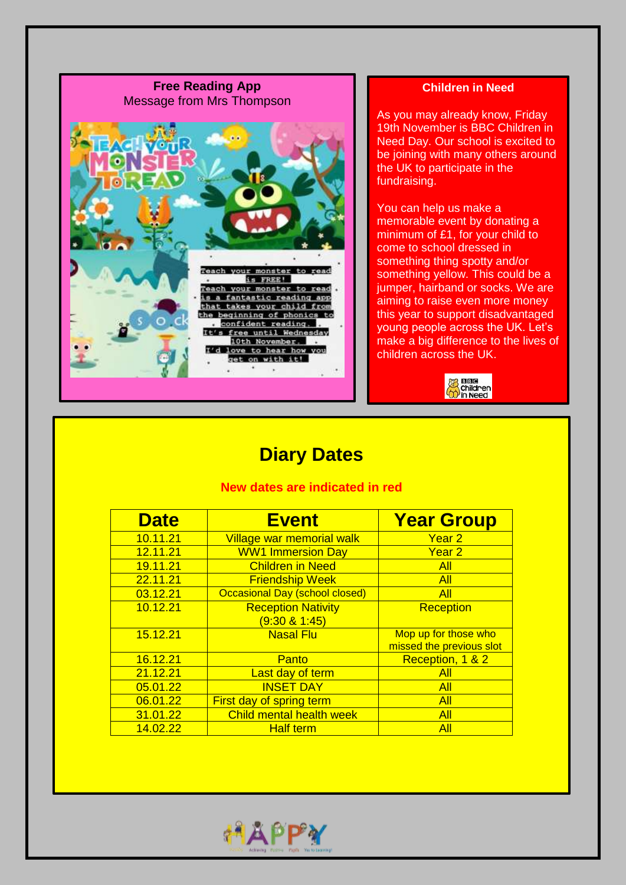**Free Reading App**
Message from Mrs Thompson

Teach your monster to read is FREE!
Teach your monster to read is a fantastic reading app that takes your child from the beginning of phonics to confident reading.
It's free until Wednesday 10th November.
I'd love to hear how you get on with it!

**Children in Need**

As you may already know, Friday 19th November is BBC Children in Need Day. Our school is excited to be joining with many others around the UK to participate in the fundraising.

You can help us make a memorable event by donating a minimum of £1, for your child to come to school dressed in something thing spotty and/or something yellow. This could be a jumper, hairband or socks. We are aiming to raise even more money this year to support disadvantaged young people across the UK. Let's make a big difference to the lives of children across the UK.

## Diary Dates

**New dates are indicated in red**

| Date | Event | Year Group |
|---|---|---|
| 10.11.21 | Village war memorial walk | Year 2 |
| 12.11.21 | WW1 Immersion Day | Year 2 |
| 19.11.21 | Children in Need | All |
| 22.11.21 | Friendship Week | All |
| 03.12.21 | Occasional Day (school closed) | All |
| 10.12.21 | Reception Nativity (9:30 & 1:45) | Reception |
| 15.12.21 | Nasal Flu | Mop up for those who missed the previous slot |
| 16.12.21 | Panto | Reception, 1 & 2 |
| 21.12.21 | Last day of term | All |
| 05.01.22 | INSET DAY | All |
| 06.01.22 | First day of spring term | All |
| 31.01.22 | Child mental health week | All |
| 14.02.22 | Half term | All |